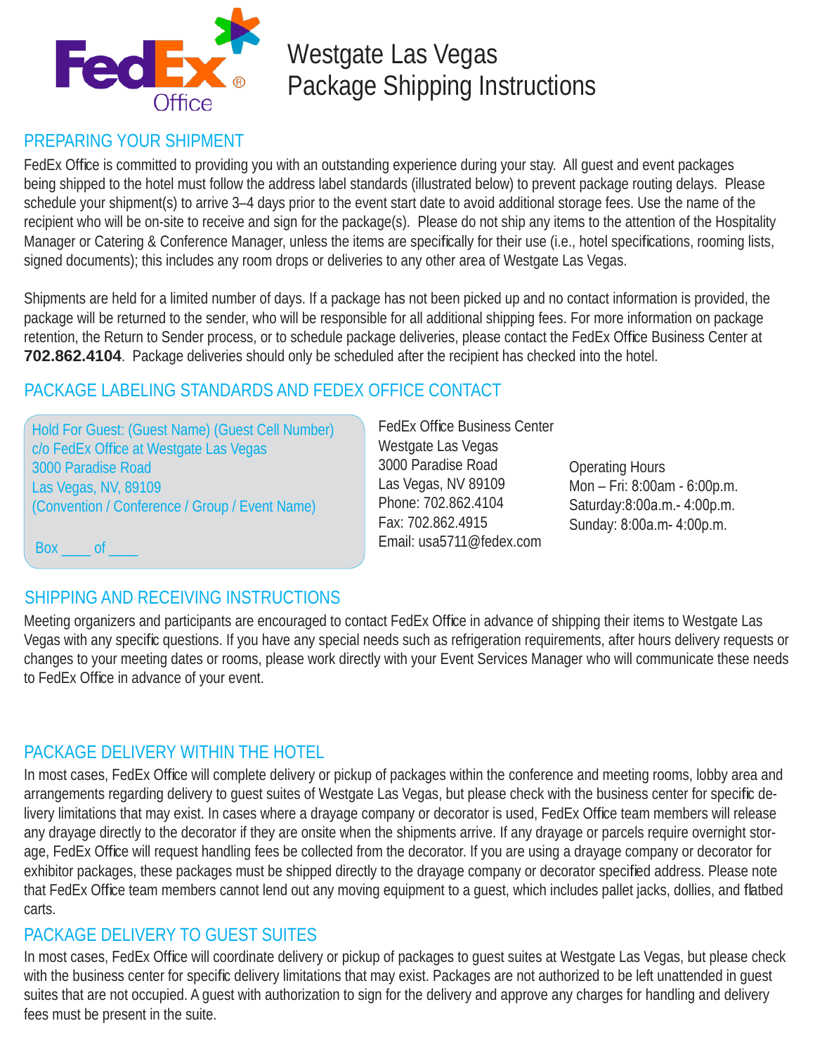# Westgate Las Vegas Package Shipping Instructions

## PREPARING YOUR SHIPMENT

FedEx Office is committed to providing you with an outstanding experience during your stay. All guest and event packages being shipped to the hotel must follow the address label standards (illustrated below) to prevent package routing delays. Please schedule your shipment(s) to arrive 3–4 days prior to the event start date to avoid additional storage fees. Use the name of the recipient who will be on-site to receive and sign for the package(s). Please do not ship any items to the attention of the Hospitality Manager or Catering & Conference Manager, unless the items are specifically for their use (i.e., hotel specifications, rooming lists, signed documents); this includes any room drops or deliveries to any other area of Westgate Las Vegas.

Shipments are held for a limited number of days. If a package has not been picked up and no contact information is provided, the package will be returned to the sender, who will be responsible for all additional shipping fees. For more information on package retention, the Return to Sender process, or to schedule package deliveries, please contact the FedEx Office Business Center at **702.862.4104**. Package deliveries should only be scheduled after the recipient has checked into the hotel.

## PACKAGE LABELING STANDARDS AND FEDEX OFFICE CONTACT

Hold For Guest: (Guest Name) (Guest Cell Number)
c/o FedEx Office at Westgate Las Vegas
3000 Paradise Road
Las Vegas, NV, 89109
(Convention / Conference / Group / Event Name)

Box ____ of ____

FedEx Office Business Center
Westgate Las Vegas
3000 Paradise Road
Las Vegas, NV 89109
Phone: 702.862.4104
Fax: 702.862.4915
Email: usa5711@fedex.com

Operating Hours
Mon – Fri: 8:00am - 6:00p.m.
Saturday:8:00a.m.- 4:00p.m.
Sunday: 8:00a.m.- 4:00p.m.

## SHIPPING AND RECEIVING INSTRUCTIONS

Meeting organizers and participants are encouraged to contact FedEx Office in advance of shipping their items to Westgate Las Vegas with any specific questions. If you have any special needs such as refrigeration requirements, after hours delivery requests or changes to your meeting dates or rooms, please work directly with your Event Services Manager who will communicate these needs to FedEx Office in advance of your event.

## PACKAGE DELIVERY WITHIN THE HOTEL

In most cases, FedEx Office will complete delivery or pickup of packages within the conference and meeting rooms, lobby area and arrangements regarding delivery to guest suites of Westgate Las Vegas, but please check with the business center for specific delivery limitations that may exist. In cases where a drayage company or decorator is used, FedEx Office team members will release any drayage directly to the decorator if they are onsite when the shipments arrive. If any drayage or parcels require overnight storage, FedEx Office will request handling fees be collected from the decorator. If you are using a drayage company or decorator for exhibitor packages, these packages must be shipped directly to the drayage company or decorator specified address. Please note that FedEx Office team members cannot lend out any moving equipment to a guest, which includes pallet jacks, dollies, and flatbed carts.

## PACKAGE DELIVERY TO GUEST SUITES

In most cases, FedEx Office will coordinate delivery or pickup of packages to guest suites at Westgate Las Vegas, but please check with the business center for specific delivery limitations that may exist. Packages are not authorized to be left unattended in guest suites that are not occupied. A guest with authorization to sign for the delivery and approve any charges for handling and delivery fees must be present in the suite.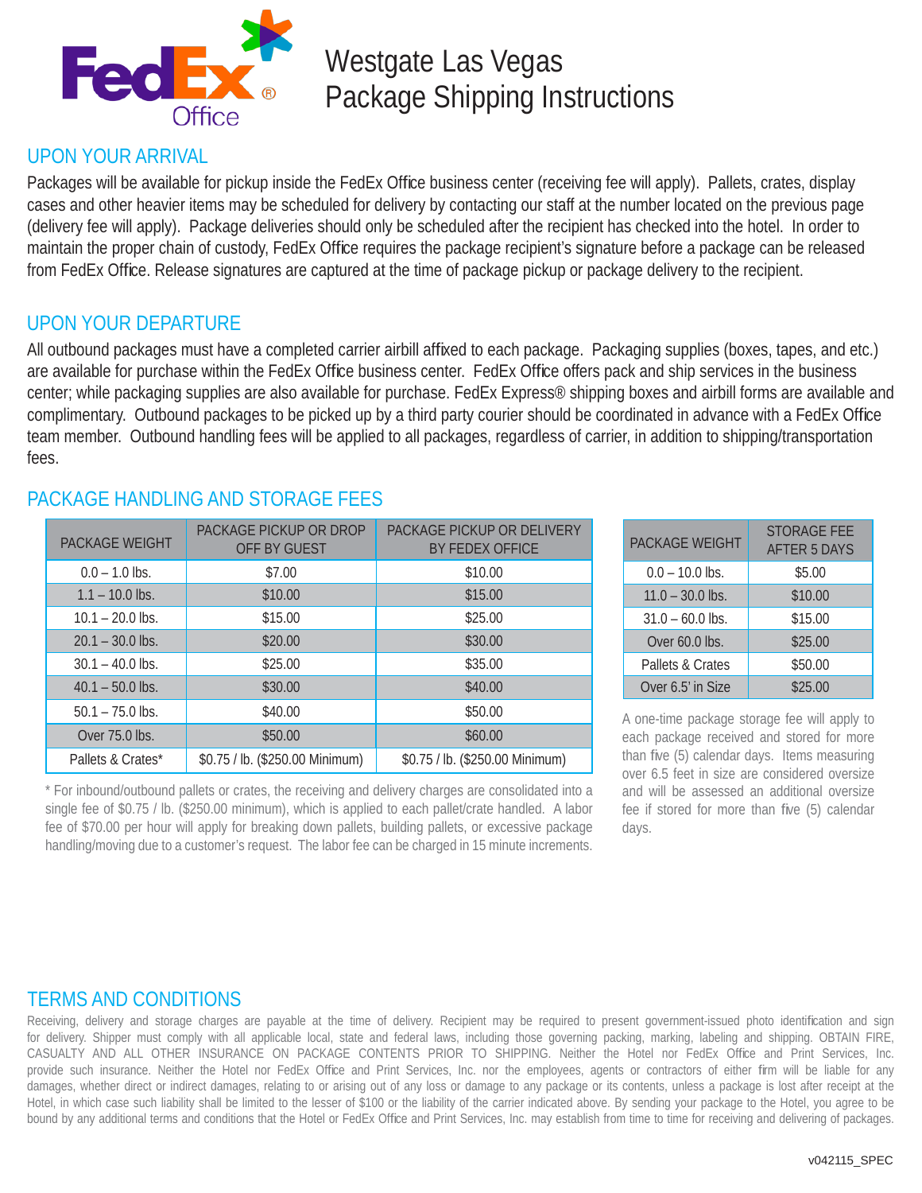# Westgate Las Vegas
# Package Shipping Instructions

## UPON YOUR ARRIVAL

Packages will be available for pickup inside the FedEx Office business center (receiving fee will apply). Pallets, crates, display cases and other heavier items may be scheduled for delivery by contacting our staff at the number located on the previous page (delivery fee will apply). Package deliveries should only be scheduled after the recipient has checked into the hotel. In order to maintain the proper chain of custody, FedEx Office requires the package recipient's signature before a package can be released from FedEx Office. Release signatures are captured at the time of package pickup or package delivery to the recipient.

## UPON YOUR DEPARTURE

All outbound packages must have a completed carrier airbill affixed to each package. Packaging supplies (boxes, tapes, and etc.) are available for purchase within the FedEx Office business center. FedEx Office offers pack and ship services in the business center; while packaging supplies are also available for purchase. FedEx Express® shipping boxes and airbill forms are available and complimentary. Outbound packages to be picked up by a third party courier should be coordinated in advance with a FedEx Office team member. Outbound handling fees will be applied to all packages, regardless of carrier, in addition to shipping/transportation fees.

## PACKAGE HANDLING AND STORAGE FEES

| PACKAGE WEIGHT | PACKAGE PICKUP OR DROP OFF BY GUEST | PACKAGE PICKUP OR DELIVERY BY FEDEX OFFICE |
|---|---|---|
| 0.0 – 1.0 lbs. | $7.00 | $10.00 |
| 1.1 – 10.0 lbs. | $10.00 | $15.00 |
| 10.1 – 20.0 lbs. | $15.00 | $25.00 |
| 20.1 – 30.0 lbs. | $20.00 | $30.00 |
| 30.1 – 40.0 lbs. | $25.00 | $35.00 |
| 40.1 – 50.0 lbs. | $30.00 | $40.00 |
| 50.1 – 75.0 lbs. | $40.00 | $50.00 |
| Over 75.0 lbs. | $50.00 | $60.00 |
| Pallets & Crates* | $0.75 / lb. ($250.00 Minimum) | $0.75 / lb. ($250.00 Minimum) |

* For inbound/outbound pallets or crates, the receiving and delivery charges are consolidated into a single fee of $0.75 / lb. ($250.00 minimum), which is applied to each pallet/crate handled. A labor fee of $70.00 per hour will apply for breaking down pallets, building pallets, or excessive package handling/moving due to a customer's request. The labor fee can be charged in 15 minute increments.

| PACKAGE WEIGHT | STORAGE FEE AFTER 5 DAYS |
|---|---|
| 0.0 – 10.0 lbs. | $5.00 |
| 11.0 – 30.0 lbs. | $10.00 |
| 31.0 – 60.0 lbs. | $15.00 |
| Over 60.0 lbs. | $25.00 |
| Pallets & Crates | $50.00 |
| Over 6.5' in Size | $25.00 |

A one-time package storage fee will apply to each package received and stored for more than five (5) calendar days. Items measuring over 6.5 feet in size are considered oversize and will be assessed an additional oversize fee if stored for more than five (5) calendar days.

## TERMS AND CONDITIONS

Receiving, delivery and storage charges are payable at the time of delivery. Recipient may be required to present government-issued photo identification and sign for delivery. Shipper must comply with all applicable local, state and federal laws, including those governing packing, marking, labeling and shipping. OBTAIN FIRE, CASUALTY AND ALL OTHER INSURANCE ON PACKAGE CONTENTS PRIOR TO SHIPPING. Neither the Hotel nor FedEx Office and Print Services, Inc. provide such insurance. Neither the Hotel nor FedEx Office and Print Services, Inc. nor the employees, agents or contractors of either firm will be liable for any damages, whether direct or indirect damages, relating to or arising out of any loss or damage to any package or its contents, unless a package is lost after receipt at the Hotel, in which case such liability shall be limited to the lesser of $100 or the liability of the carrier indicated above. By sending your package to the Hotel, you agree to be bound by any additional terms and conditions that the Hotel or FedEx Office and Print Services, Inc. may establish from time to time for receiving and delivering of packages.

v042115_SPEC